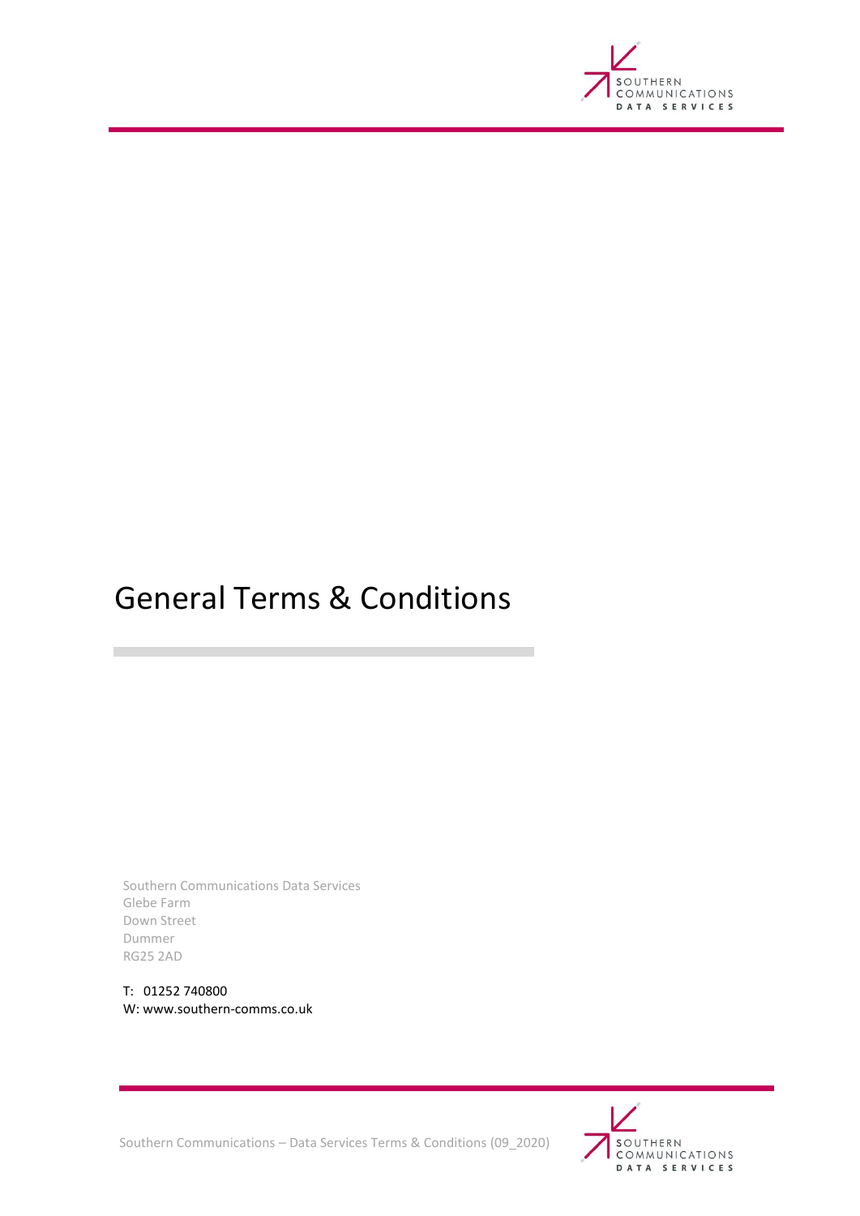# General Terms & Conditions

Southern Communications Data Services
Glebe Farm
Down Street
Dummer
RG25 2AD

T: 01252 740800
W: www.southern-comms.co.uk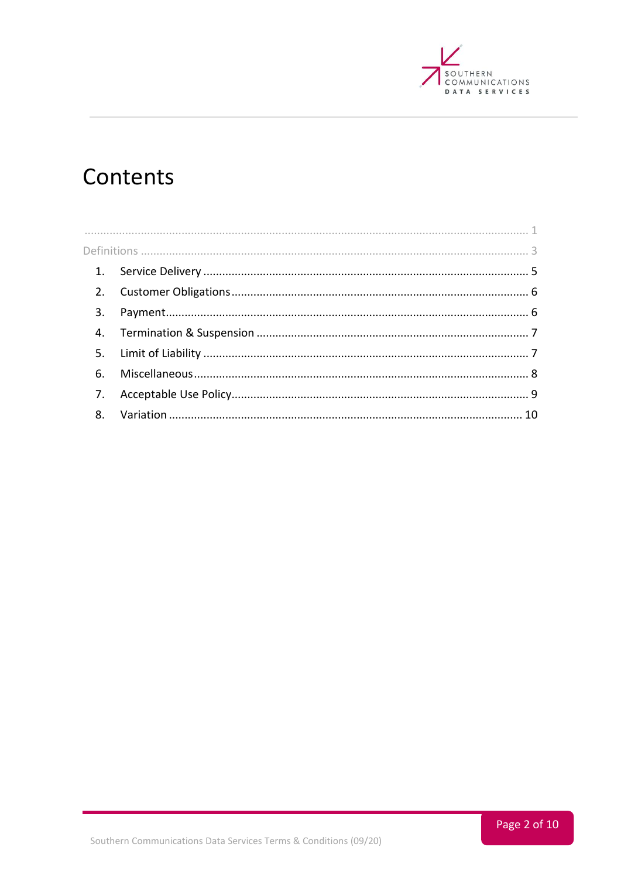# Contents

| | |
|---|---|
| ........................................................................................................................................ | 1 |
| Definitions | 3 |
| 1. Service Delivery | 5 |
| 2. Customer Obligations | 6 |
| 3. Payment | 6 |
| 4. Termination & Suspension | 7 |
| 5. Limit of Liability | 7 |
| 6. Miscellaneous | 8 |
| 7. Acceptable Use Policy | 9 |
| 8. Variation | 10 |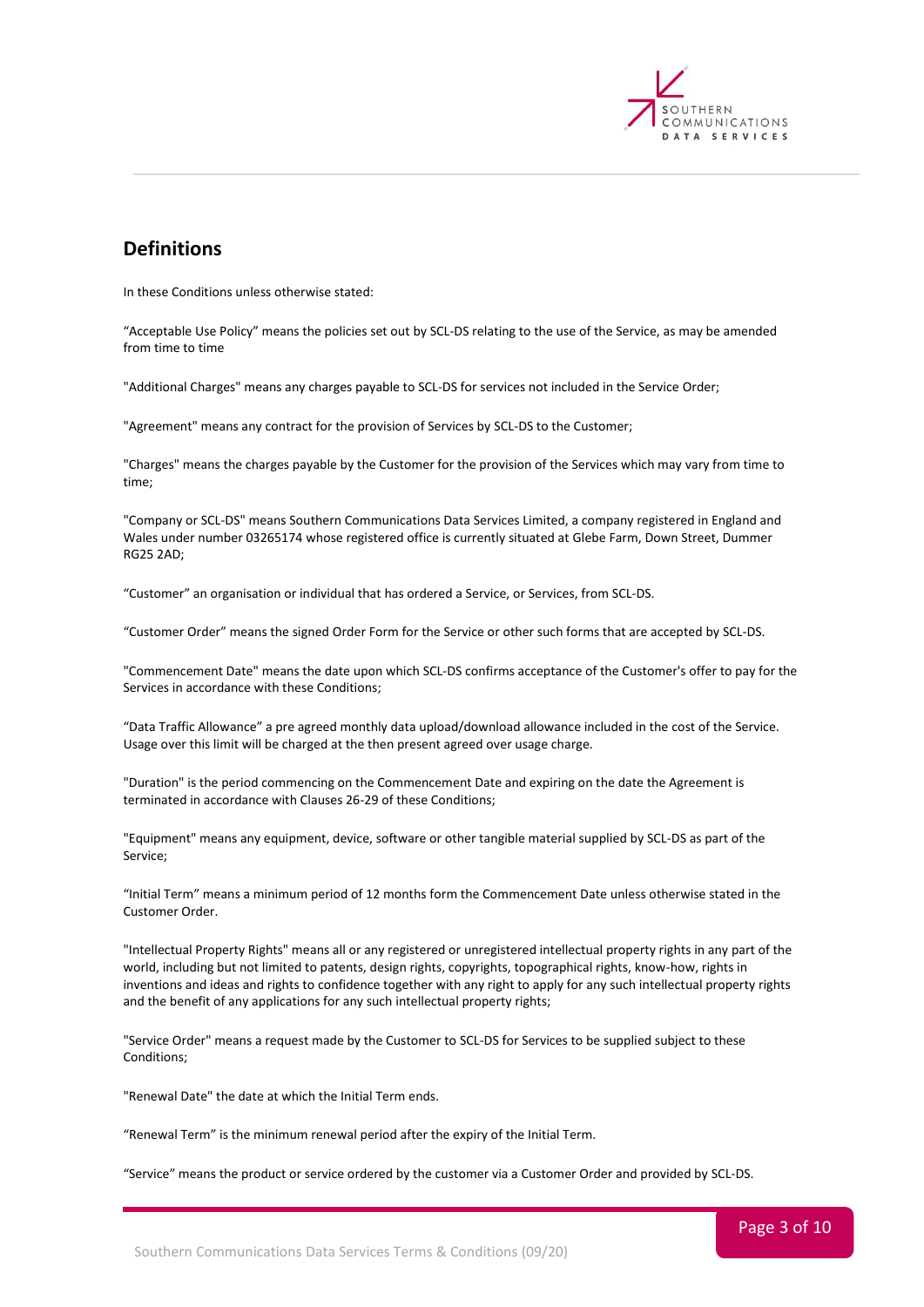## Definitions

In these Conditions unless otherwise stated:

“Acceptable Use Policy” means the policies set out by SCL-DS relating to the use of the Service, as may be amended from time to time

"Additional Charges" means any charges payable to SCL-DS for services not included in the Service Order;

"Agreement" means any contract for the provision of Services by SCL-DS to the Customer;

"Charges" means the charges payable by the Customer for the provision of the Services which may vary from time to time;

"Company or SCL-DS" means Southern Communications Data Services Limited, a company registered in England and Wales under number 03265174 whose registered office is currently situated at Glebe Farm, Down Street, Dummer RG25 2AD;

“Customer” an organisation or individual that has ordered a Service, or Services, from SCL-DS.

“Customer Order” means the signed Order Form for the Service or other such forms that are accepted by SCL-DS.

"Commencement Date" means the date upon which SCL-DS confirms acceptance of the Customer's offer to pay for the Services in accordance with these Conditions;

“Data Traffic Allowance” a pre agreed monthly data upload/download allowance included in the cost of the Service. Usage over this limit will be charged at the then present agreed over usage charge.

"Duration" is the period commencing on the Commencement Date and expiring on the date the Agreement is terminated in accordance with Clauses 26-29 of these Conditions;

"Equipment" means any equipment, device, software or other tangible material supplied by SCL-DS as part of the Service;

“Initial Term” means a minimum period of 12 months form the Commencement Date unless otherwise stated in the Customer Order.

"Intellectual Property Rights" means all or any registered or unregistered intellectual property rights in any part of the world, including but not limited to patents, design rights, copyrights, topographical rights, know-how, rights in inventions and ideas and rights to confidence together with any right to apply for any such intellectual property rights and the benefit of any applications for any such intellectual property rights;

"Service Order" means a request made by the Customer to SCL-DS for Services to be supplied subject to these Conditions;

"Renewal Date" the date at which the Initial Term ends.

“Renewal Term” is the minimum renewal period after the expiry of the Initial Term.

“Service” means the product or service ordered by the customer via a Customer Order and provided by SCL-DS.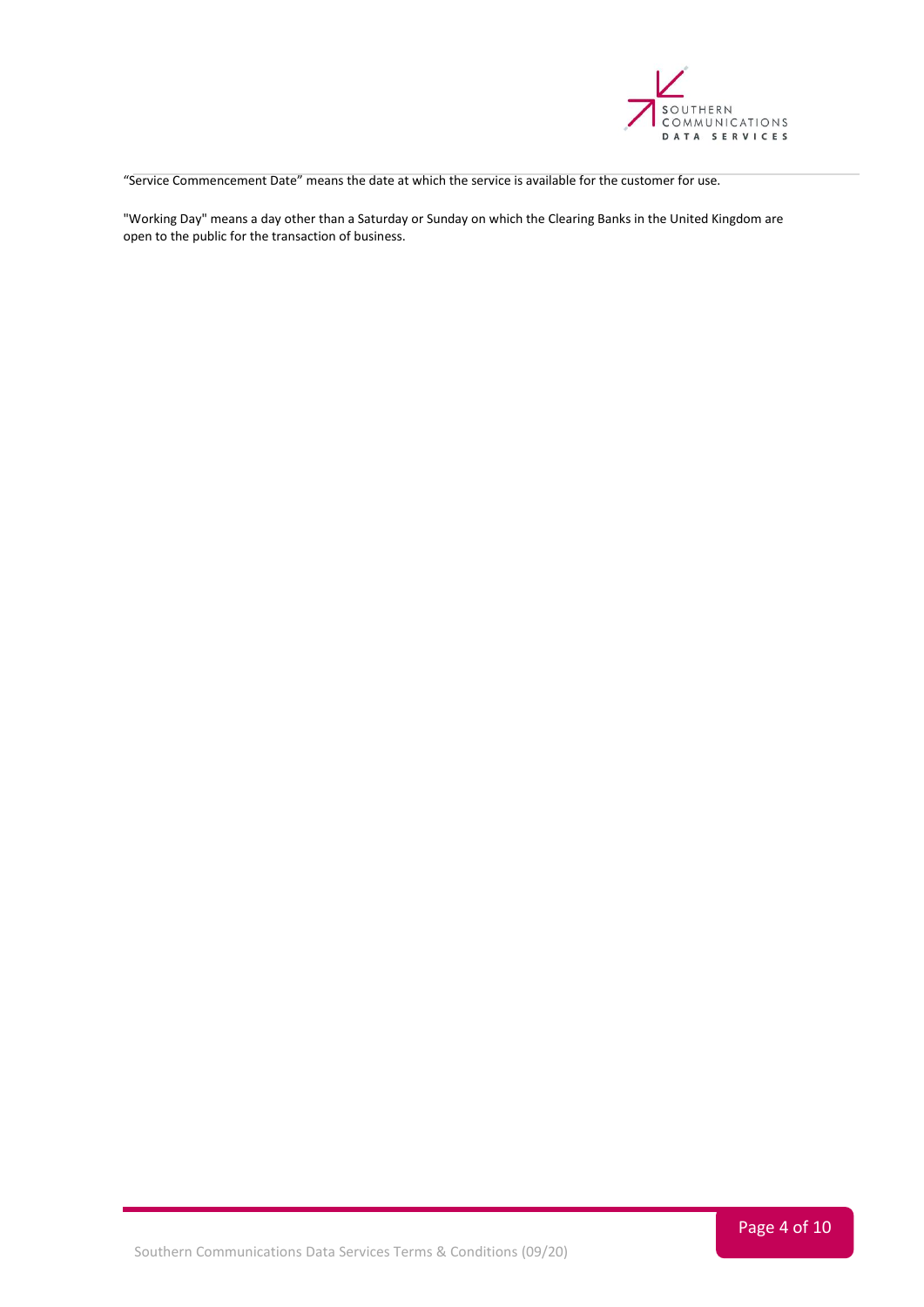"Service Commencement Date" means the date at which the service is available for the customer for use.

"Working Day" means a day other than a Saturday or Sunday on which the Clearing Banks in the United Kingdom are open to the public for the transaction of business.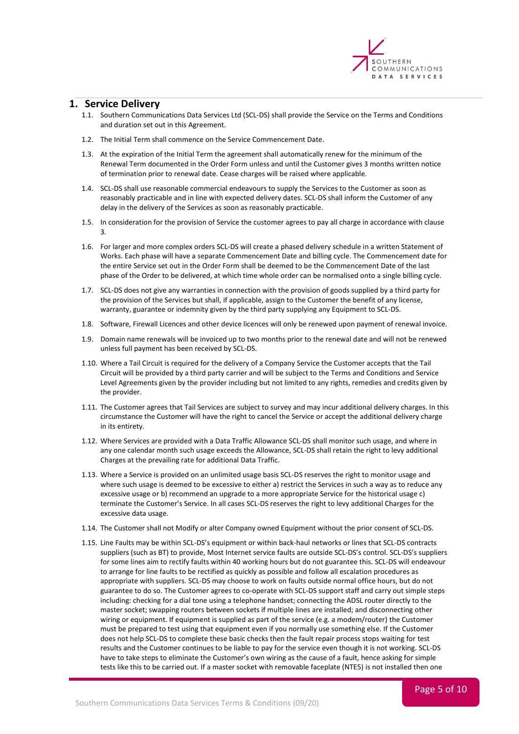## 1. Service Delivery

1.1. Southern Communications Data Services Ltd (SCL-DS) shall provide the Service on the Terms and Conditions and duration set out in this Agreement.

1.2. The Initial Term shall commence on the Service Commencement Date.

1.3. At the expiration of the Initial Term the agreement shall automatically renew for the minimum of the Renewal Term documented in the Order Form unless and until the Customer gives 3 months written notice of termination prior to renewal date. Cease charges will be raised where applicable.

1.4. SCL-DS shall use reasonable commercial endeavours to supply the Services to the Customer as soon as reasonably practicable and in line with expected delivery dates. SCL-DS shall inform the Customer of any delay in the delivery of the Services as soon as reasonably practicable.

1.5. In consideration for the provision of Service the customer agrees to pay all charge in accordance with clause 3.

1.6. For larger and more complex orders SCL-DS will create a phased delivery schedule in a written Statement of Works. Each phase will have a separate Commencement Date and billing cycle. The Commencement date for the entire Service set out in the Order Form shall be deemed to be the Commencement Date of the last phase of the Order to be delivered, at which time whole order can be normalised onto a single billing cycle.

1.7. SCL-DS does not give any warranties in connection with the provision of goods supplied by a third party for the provision of the Services but shall, if applicable, assign to the Customer the benefit of any license, warranty, guarantee or indemnity given by the third party supplying any Equipment to SCL-DS.

1.8. Software, Firewall Licences and other device licences will only be renewed upon payment of renewal invoice.

1.9. Domain name renewals will be invoiced up to two months prior to the renewal date and will not be renewed unless full payment has been received by SCL-DS.

1.10. Where a Tail Circuit is required for the delivery of a Company Service the Customer accepts that the Tail Circuit will be provided by a third party carrier and will be subject to the Terms and Conditions and Service Level Agreements given by the provider including but not limited to any rights, remedies and credits given by the provider.

1.11. The Customer agrees that Tail Services are subject to survey and may incur additional delivery charges. In this circumstance the Customer will have the right to cancel the Service or accept the additional delivery charge in its entirety.

1.12. Where Services are provided with a Data Traffic Allowance SCL-DS shall monitor such usage, and where in any one calendar month such usage exceeds the Allowance, SCL-DS shall retain the right to levy additional Charges at the prevailing rate for additional Data Traffic.

1.13. Where a Service is provided on an unlimited usage basis SCL-DS reserves the right to monitor usage and where such usage is deemed to be excessive to either a) restrict the Services in such a way as to reduce any excessive usage or b) recommend an upgrade to a more appropriate Service for the historical usage c) terminate the Customer's Service. In all cases SCL-DS reserves the right to levy additional Charges for the excessive data usage.

1.14. The Customer shall not Modify or alter Company owned Equipment without the prior consent of SCL-DS.

1.15. Line Faults may be within SCL-DS's equipment or within back-haul networks or lines that SCL-DS contracts suppliers (such as BT) to provide, Most Internet service faults are outside SCL-DS's control. SCL-DS's suppliers for some lines aim to rectify faults within 40 working hours but do not guarantee this. SCL-DS will endeavour to arrange for line faults to be rectified as quickly as possible and follow all escalation procedures as appropriate with suppliers. SCL-DS may choose to work on faults outside normal office hours, but do not guarantee to do so. The Customer agrees to co-operate with SCL-DS support staff and carry out simple steps including: checking for a dial tone using a telephone handset; connecting the ADSL router directly to the master socket; swapping routers between sockets if multiple lines are installed; and disconnecting other wiring or equipment. If equipment is supplied as part of the service (e.g. a modem/router) the Customer must be prepared to test using that equipment even if you normally use something else. If the Customer does not help SCL-DS to complete these basic checks then the fault repair process stops waiting for test results and the Customer continues to be liable to pay for the service even though it is not working. SCL-DS have to take steps to eliminate the Customer's own wiring as the cause of a fault, hence asking for simple tests like this to be carried out. If a master socket with removable faceplate (NTE5) is not installed then one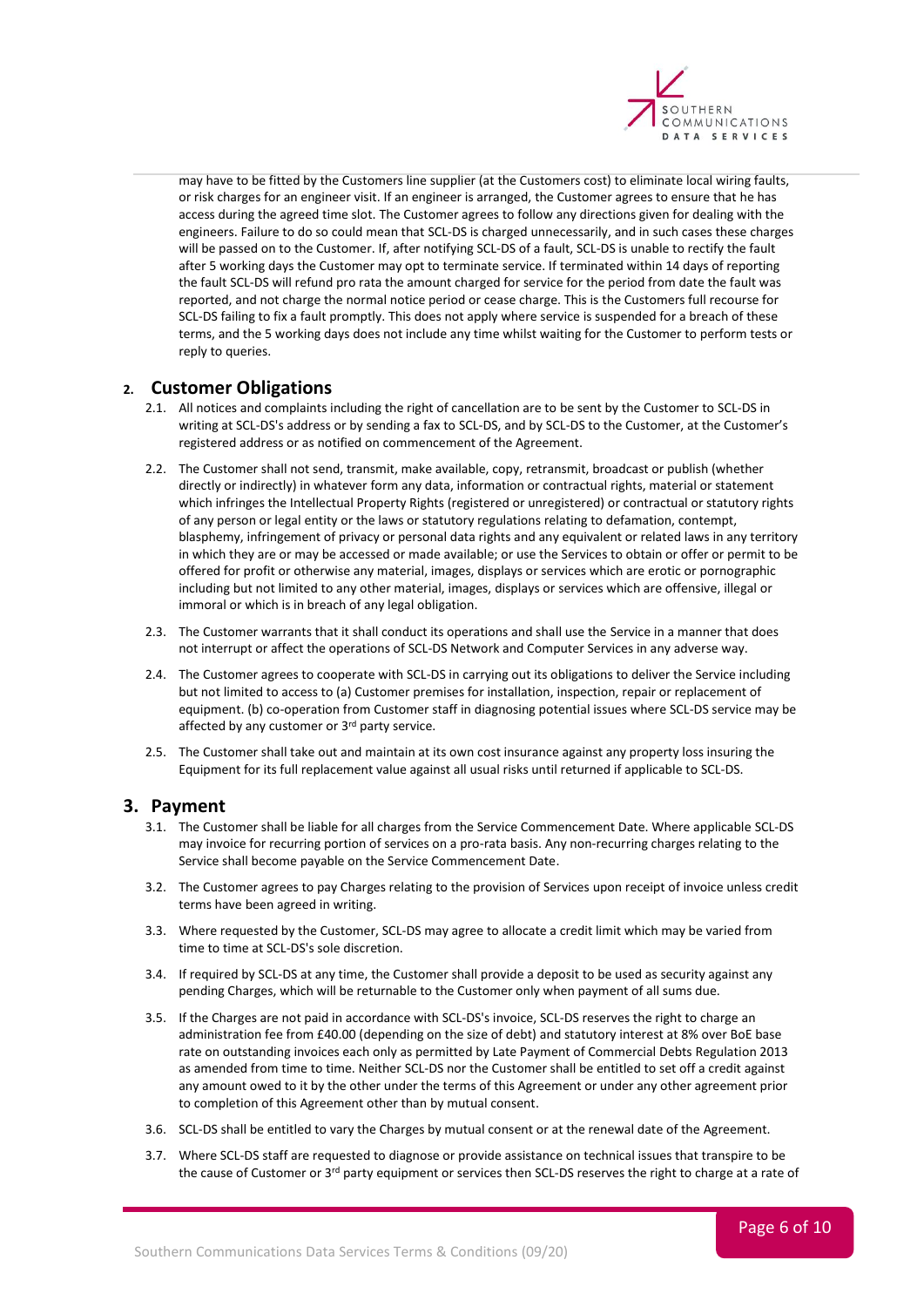may have to be fitted by the Customers line supplier (at the Customers cost) to eliminate local wiring faults, or risk charges for an engineer visit. If an engineer is arranged, the Customer agrees to ensure that he has access during the agreed time slot. The Customer agrees to follow any directions given for dealing with the engineers. Failure to do so could mean that SCL-DS is charged unnecessarily, and in such cases these charges will be passed on to the Customer. If, after notifying SCL-DS of a fault, SCL-DS is unable to rectify the fault after 5 working days the Customer may opt to terminate service. If terminated within 14 days of reporting the fault SCL-DS will refund pro rata the amount charged for service for the period from date the fault was reported, and not charge the normal notice period or cease charge. This is the Customers full recourse for SCL-DS failing to fix a fault promptly. This does not apply where service is suspended for a breach of these terms, and the 5 working days does not include any time whilst waiting for the Customer to perform tests or reply to queries.

## 2. Customer Obligations

2.1. All notices and complaints including the right of cancellation are to be sent by the Customer to SCL-DS in writing at SCL-DS's address or by sending a fax to SCL-DS, and by SCL-DS to the Customer, at the Customer's registered address or as notified on commencement of the Agreement.

2.2. The Customer shall not send, transmit, make available, copy, retransmit, broadcast or publish (whether directly or indirectly) in whatever form any data, information or contractual rights, material or statement which infringes the Intellectual Property Rights (registered or unregistered) or contractual or statutory rights of any person or legal entity or the laws or statutory regulations relating to defamation, contempt, blasphemy, infringement of privacy or personal data rights and any equivalent or related laws in any territory in which they are or may be accessed or made available; or use the Services to obtain or offer or permit to be offered for profit or otherwise any material, images, displays or services which are erotic or pornographic including but not limited to any other material, images, displays or services which are offensive, illegal or immoral or which is in breach of any legal obligation.

2.3. The Customer warrants that it shall conduct its operations and shall use the Service in a manner that does not interrupt or affect the operations of SCL-DS Network and Computer Services in any adverse way.

2.4. The Customer agrees to cooperate with SCL-DS in carrying out its obligations to deliver the Service including but not limited to access to (a) Customer premises for installation, inspection, repair or replacement of equipment. (b) co-operation from Customer staff in diagnosing potential issues where SCL-DS service may be affected by any customer or 3rd party service.

2.5. The Customer shall take out and maintain at its own cost insurance against any property loss insuring the Equipment for its full replacement value against all usual risks until returned if applicable to SCL-DS.

## 3. Payment

3.1. The Customer shall be liable for all charges from the Service Commencement Date. Where applicable SCL-DS may invoice for recurring portion of services on a pro-rata basis. Any non-recurring charges relating to the Service shall become payable on the Service Commencement Date.

3.2. The Customer agrees to pay Charges relating to the provision of Services upon receipt of invoice unless credit terms have been agreed in writing.

3.3. Where requested by the Customer, SCL-DS may agree to allocate a credit limit which may be varied from time to time at SCL-DS's sole discretion.

3.4. If required by SCL-DS at any time, the Customer shall provide a deposit to be used as security against any pending Charges, which will be returnable to the Customer only when payment of all sums due.

3.5. If the Charges are not paid in accordance with SCL-DS's invoice, SCL-DS reserves the right to charge an administration fee from £40.00 (depending on the size of debt) and statutory interest at 8% over BoE base rate on outstanding invoices each only as permitted by Late Payment of Commercial Debts Regulation 2013 as amended from time to time. Neither SCL-DS nor the Customer shall be entitled to set off a credit against any amount owed to it by the other under the terms of this Agreement or under any other agreement prior to completion of this Agreement other than by mutual consent.

3.6. SCL-DS shall be entitled to vary the Charges by mutual consent or at the renewal date of the Agreement.

3.7. Where SCL-DS staff are requested to diagnose or provide assistance on technical issues that transpire to be the cause of Customer or 3rd party equipment or services then SCL-DS reserves the right to charge at a rate of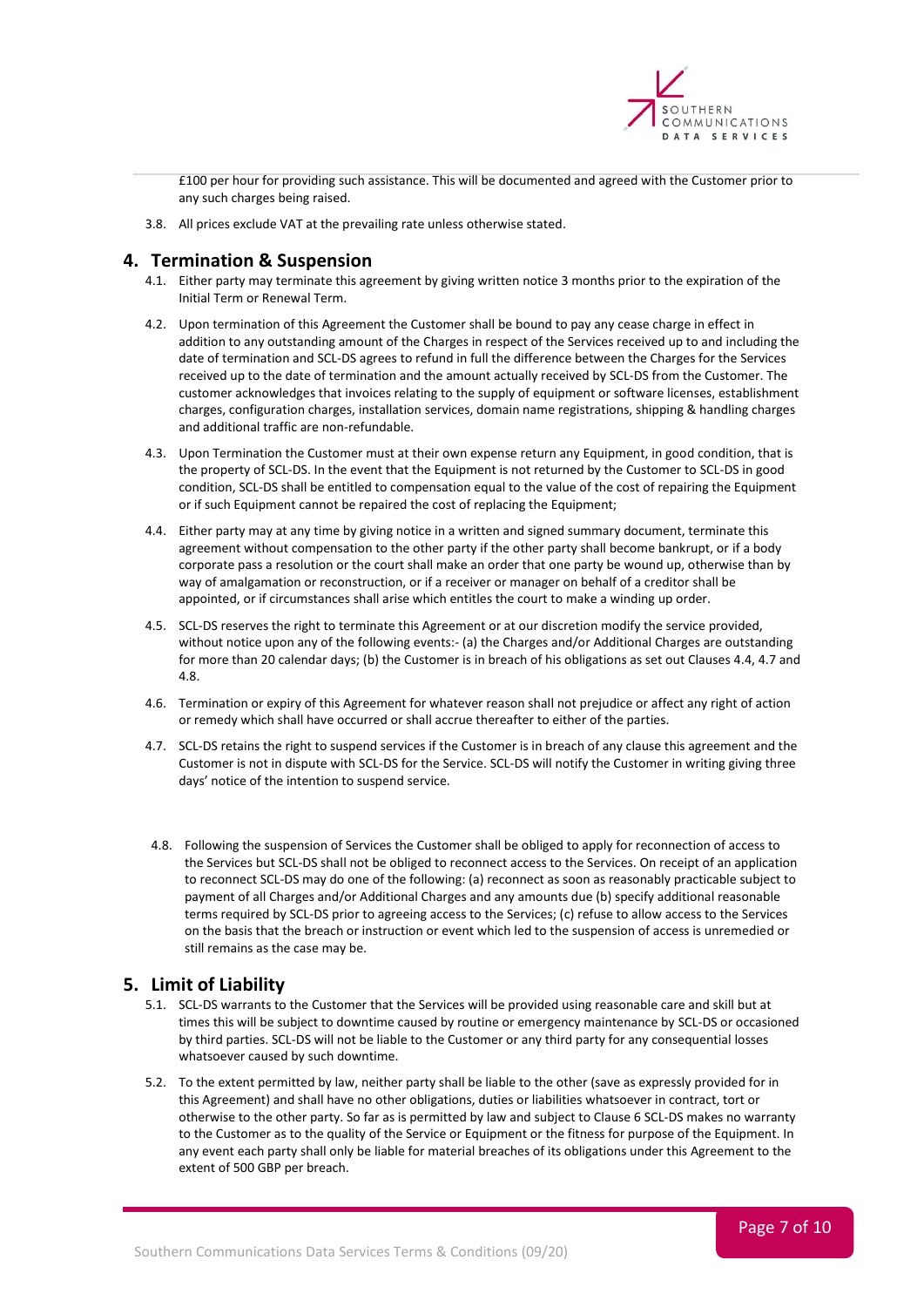£100 per hour for providing such assistance. This will be documented and agreed with the Customer prior to any such charges being raised.

3.8. All prices exclude VAT at the prevailing rate unless otherwise stated.

## 4. Termination & Suspension

4.1. Either party may terminate this agreement by giving written notice 3 months prior to the expiration of the Initial Term or Renewal Term.

4.2. Upon termination of this Agreement the Customer shall be bound to pay any cease charge in effect in addition to any outstanding amount of the Charges in respect of the Services received up to and including the date of termination and SCL-DS agrees to refund in full the difference between the Charges for the Services received up to the date of termination and the amount actually received by SCL-DS from the Customer. The customer acknowledges that invoices relating to the supply of equipment or software licenses, establishment charges, configuration charges, installation services, domain name registrations, shipping & handling charges and additional traffic are non-refundable.

4.3. Upon Termination the Customer must at their own expense return any Equipment, in good condition, that is the property of SCL-DS. In the event that the Equipment is not returned by the Customer to SCL-DS in good condition, SCL-DS shall be entitled to compensation equal to the value of the cost of repairing the Equipment or if such Equipment cannot be repaired the cost of replacing the Equipment;

4.4. Either party may at any time by giving notice in a written and signed summary document, terminate this agreement without compensation to the other party if the other party shall become bankrupt, or if a body corporate pass a resolution or the court shall make an order that one party be wound up, otherwise than by way of amalgamation or reconstruction, or if a receiver or manager on behalf of a creditor shall be appointed, or if circumstances shall arise which entitles the court to make a winding up order.

4.5. SCL-DS reserves the right to terminate this Agreement or at our discretion modify the service provided, without notice upon any of the following events:- (a) the Charges and/or Additional Charges are outstanding for more than 20 calendar days; (b) the Customer is in breach of his obligations as set out Clauses 4.4, 4.7 and 4.8.

4.6. Termination or expiry of this Agreement for whatever reason shall not prejudice or affect any right of action or remedy which shall have occurred or shall accrue thereafter to either of the parties.

4.7. SCL-DS retains the right to suspend services if the Customer is in breach of any clause this agreement and the Customer is not in dispute with SCL-DS for the Service. SCL-DS will notify the Customer in writing giving three days' notice of the intention to suspend service.

4.8. Following the suspension of Services the Customer shall be obliged to apply for reconnection of access to the Services but SCL-DS shall not be obliged to reconnect access to the Services. On receipt of an application to reconnect SCL-DS may do one of the following: (a) reconnect as soon as reasonably practicable subject to payment of all Charges and/or Additional Charges and any amounts due (b) specify additional reasonable terms required by SCL-DS prior to agreeing access to the Services; (c) refuse to allow access to the Services on the basis that the breach or instruction or event which led to the suspension of access is unremedied or still remains as the case may be.

## 5. Limit of Liability

5.1. SCL-DS warrants to the Customer that the Services will be provided using reasonable care and skill but at times this will be subject to downtime caused by routine or emergency maintenance by SCL-DS or occasioned by third parties. SCL-DS will not be liable to the Customer or any third party for any consequential losses whatsoever caused by such downtime.

5.2. To the extent permitted by law, neither party shall be liable to the other (save as expressly provided for in this Agreement) and shall have no other obligations, duties or liabilities whatsoever in contract, tort or otherwise to the other party. So far as is permitted by law and subject to Clause 6 SCL-DS makes no warranty to the Customer as to the quality of the Service or Equipment or the fitness for purpose of the Equipment. In any event each party shall only be liable for material breaches of its obligations under this Agreement to the extent of 500 GBP per breach.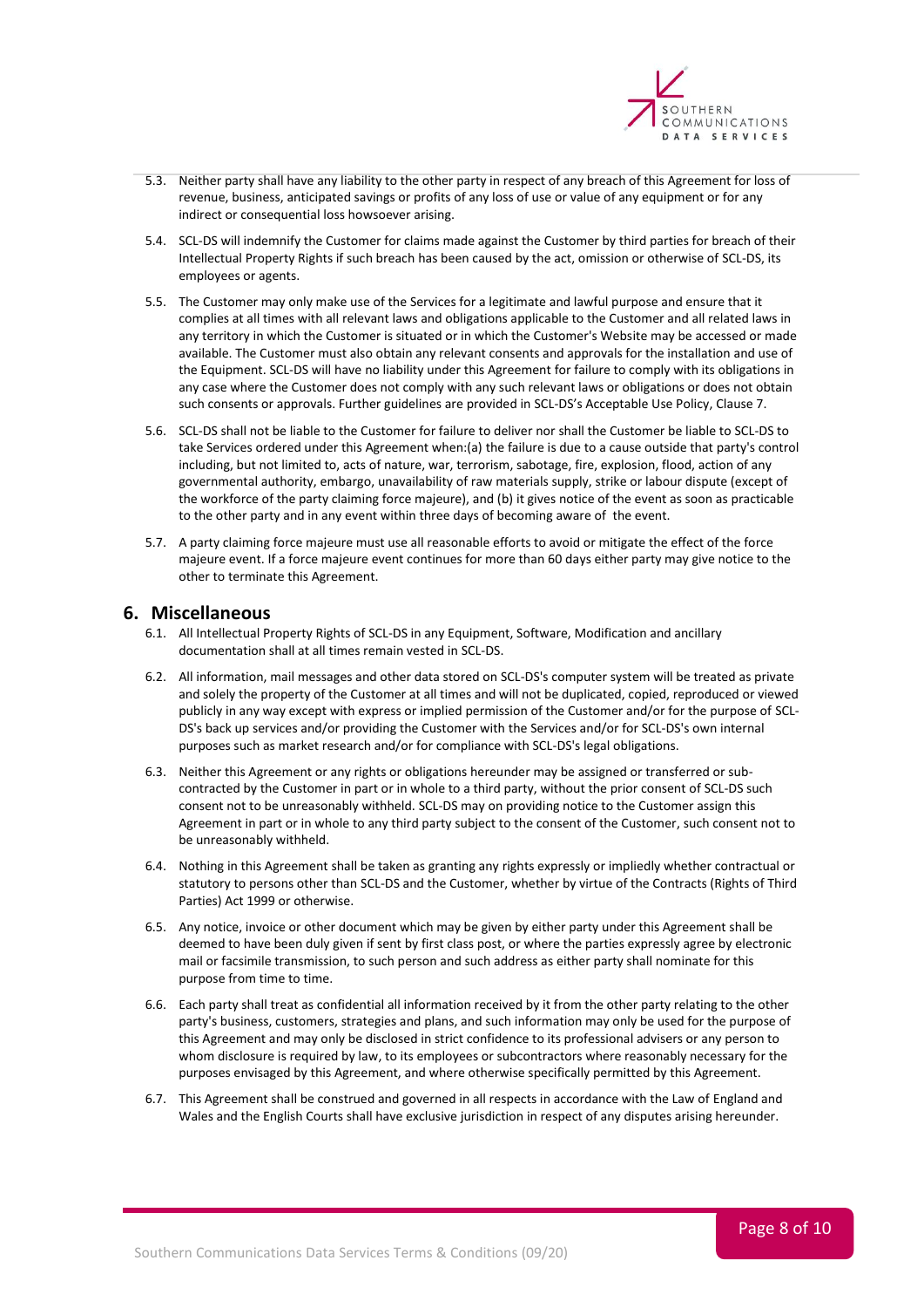5.3. Neither party shall have any liability to the other party in respect of any breach of this Agreement for loss of revenue, business, anticipated savings or profits of any loss of use or value of any equipment or for any indirect or consequential loss howsoever arising.

5.4. SCL-DS will indemnify the Customer for claims made against the Customer by third parties for breach of their Intellectual Property Rights if such breach has been caused by the act, omission or otherwise of SCL-DS, its employees or agents.

5.5. The Customer may only make use of the Services for a legitimate and lawful purpose and ensure that it complies at all times with all relevant laws and obligations applicable to the Customer and all related laws in any territory in which the Customer is situated or in which the Customer's Website may be accessed or made available. The Customer must also obtain any relevant consents and approvals for the installation and use of the Equipment. SCL-DS will have no liability under this Agreement for failure to comply with its obligations in any case where the Customer does not comply with any such relevant laws or obligations or does not obtain such consents or approvals. Further guidelines are provided in SCL-DS's Acceptable Use Policy, Clause 7.

5.6. SCL-DS shall not be liable to the Customer for failure to deliver nor shall the Customer be liable to SCL-DS to take Services ordered under this Agreement when:(a) the failure is due to a cause outside that party's control including, but not limited to, acts of nature, war, terrorism, sabotage, fire, explosion, flood, action of any governmental authority, embargo, unavailability of raw materials supply, strike or labour dispute (except of the workforce of the party claiming force majeure), and (b) it gives notice of the event as soon as practicable to the other party and in any event within three days of becoming aware of the event.

5.7. A party claiming force majeure must use all reasonable efforts to avoid or mitigate the effect of the force majeure event. If a force majeure event continues for more than 60 days either party may give notice to the other to terminate this Agreement.

## 6. Miscellaneous

6.1. All Intellectual Property Rights of SCL-DS in any Equipment, Software, Modification and ancillary documentation shall at all times remain vested in SCL-DS.

6.2. All information, mail messages and other data stored on SCL-DS's computer system will be treated as private and solely the property of the Customer at all times and will not be duplicated, copied, reproduced or viewed publicly in any way except with express or implied permission of the Customer and/or for the purpose of SCL-DS's back up services and/or providing the Customer with the Services and/or for SCL-DS's own internal purposes such as market research and/or for compliance with SCL-DS's legal obligations.

6.3. Neither this Agreement or any rights or obligations hereunder may be assigned or transferred or sub-contracted by the Customer in part or in whole to a third party, without the prior consent of SCL-DS such consent not to be unreasonably withheld. SCL-DS may on providing notice to the Customer assign this Agreement in part or in whole to any third party subject to the consent of the Customer, such consent not to be unreasonably withheld.

6.4. Nothing in this Agreement shall be taken as granting any rights expressly or impliedly whether contractual or statutory to persons other than SCL-DS and the Customer, whether by virtue of the Contracts (Rights of Third Parties) Act 1999 or otherwise.

6.5. Any notice, invoice or other document which may be given by either party under this Agreement shall be deemed to have been duly given if sent by first class post, or where the parties expressly agree by electronic mail or facsimile transmission, to such person and such address as either party shall nominate for this purpose from time to time.

6.6. Each party shall treat as confidential all information received by it from the other party relating to the other party's business, customers, strategies and plans, and such information may only be used for the purpose of this Agreement and may only be disclosed in strict confidence to its professional advisers or any person to whom disclosure is required by law, to its employees or subcontractors where reasonably necessary for the purposes envisaged by this Agreement, and where otherwise specifically permitted by this Agreement.

6.7. This Agreement shall be construed and governed in all respects in accordance with the Law of England and Wales and the English Courts shall have exclusive jurisdiction in respect of any disputes arising hereunder.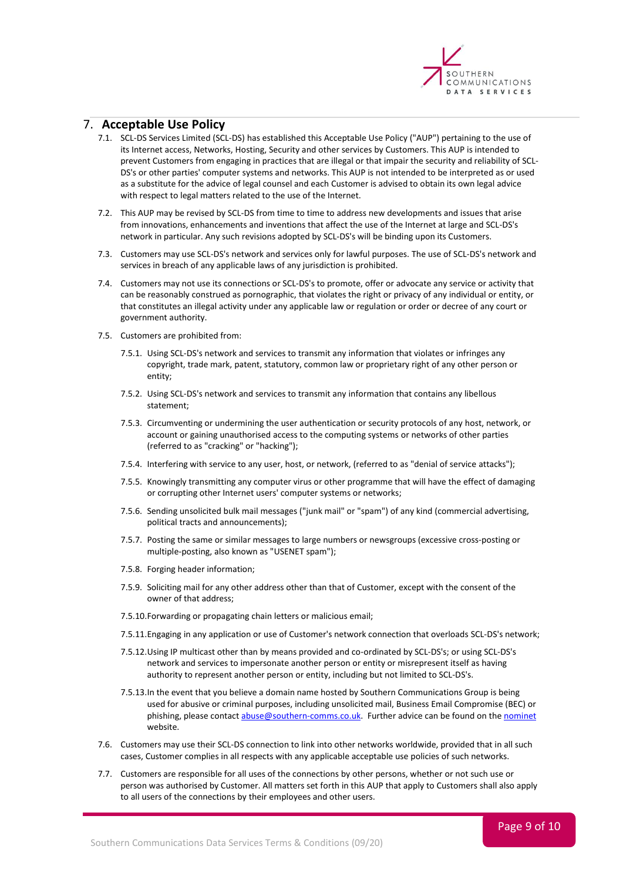## 7. Acceptable Use Policy

7.1. SCL-DS Services Limited (SCL-DS) has established this Acceptable Use Policy ("AUP") pertaining to the use of its Internet access, Networks, Hosting, Security and other services by Customers. This AUP is intended to prevent Customers from engaging in practices that are illegal or that impair the security and reliability of SCL-DS's or other parties' computer systems and networks. This AUP is not intended to be interpreted as or used as a substitute for the advice of legal counsel and each Customer is advised to obtain its own legal advice with respect to legal matters related to the use of the Internet.

7.2. This AUP may be revised by SCL-DS from time to time to address new developments and issues that arise from innovations, enhancements and inventions that affect the use of the Internet at large and SCL-DS's network in particular. Any such revisions adopted by SCL-DS's will be binding upon its Customers.

7.3. Customers may use SCL-DS's network and services only for lawful purposes. The use of SCL-DS's network and services in breach of any applicable laws of any jurisdiction is prohibited.

7.4. Customers may not use its connections or SCL-DS's to promote, offer or advocate any service or activity that can be reasonably construed as pornographic, that violates the right or privacy of any individual or entity, or that constitutes an illegal activity under any applicable law or regulation or order or decree of any court or government authority.

7.5. Customers are prohibited from:

7.5.1. Using SCL-DS's network and services to transmit any information that violates or infringes any copyright, trade mark, patent, statutory, common law or proprietary right of any other person or entity;

7.5.2. Using SCL-DS's network and services to transmit any information that contains any libellous statement;

7.5.3. Circumventing or undermining the user authentication or security protocols of any host, network, or account or gaining unauthorised access to the computing systems or networks of other parties (referred to as "cracking" or "hacking");

7.5.4. Interfering with service to any user, host, or network, (referred to as "denial of service attacks");

7.5.5. Knowingly transmitting any computer virus or other programme that will have the effect of damaging or corrupting other Internet users' computer systems or networks;

7.5.6. Sending unsolicited bulk mail messages ("junk mail" or "spam") of any kind (commercial advertising, political tracts and announcements);

7.5.7. Posting the same or similar messages to large numbers or newsgroups (excessive cross-posting or multiple-posting, also known as "USENET spam");

7.5.8. Forging header information;

7.5.9. Soliciting mail for any other address other than that of Customer, except with the consent of the owner of that address;

7.5.10. Forwarding or propagating chain letters or malicious email;

7.5.11. Engaging in any application or use of Customer's network connection that overloads SCL-DS's network;

7.5.12. Using IP multicast other than by means provided and co-ordinated by SCL-DS's; or using SCL-DS's network and services to impersonate another person or entity or misrepresent itself as having authority to represent another person or entity, including but not limited to SCL-DS's.

7.5.13. In the event that you believe a domain name hosted by Southern Communications Group is being used for abusive or criminal purposes, including unsolicited mail, Business Email Compromise (BEC) or phishing, please contact abuse@southern-comms.co.uk. Further advice can be found on the nominet website.

7.6. Customers may use their SCL-DS connection to link into other networks worldwide, provided that in all such cases, Customer complies in all respects with any applicable acceptable use policies of such networks.

7.7. Customers are responsible for all uses of the connections by other persons, whether or not such use or person was authorised by Customer. All matters set forth in this AUP that apply to Customers shall also apply to all users of the connections by their employees and other users.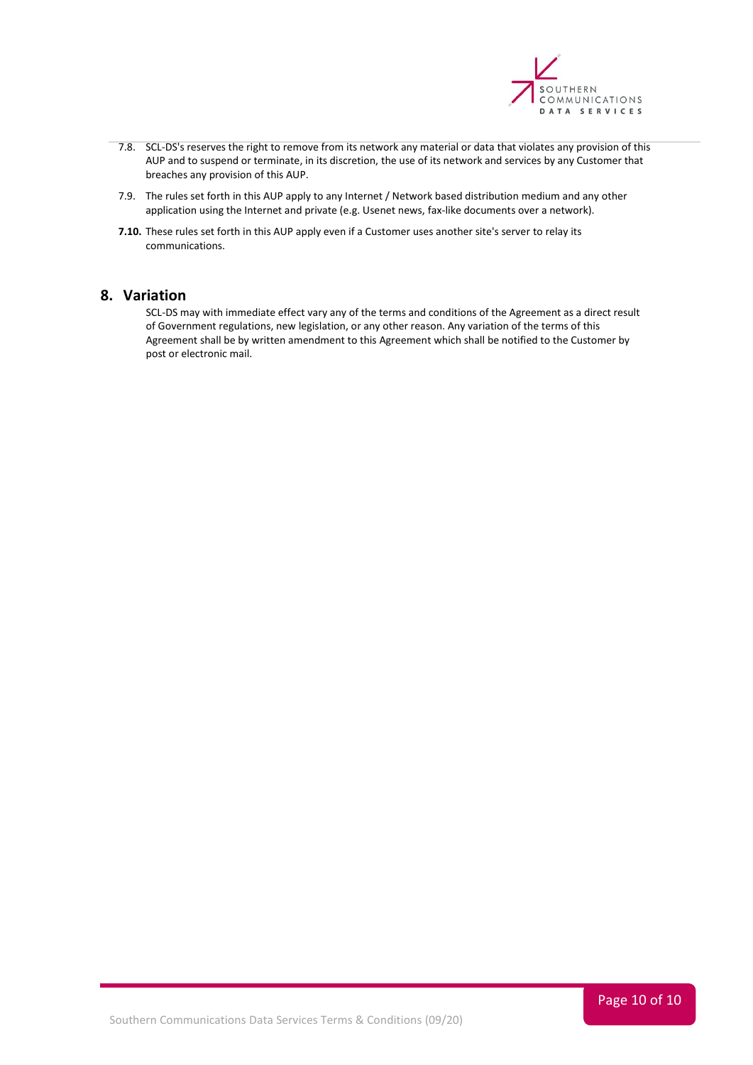7.8. SCL-DS's reserves the right to remove from its network any material or data that violates any provision of this AUP and to suspend or terminate, in its discretion, the use of its network and services by any Customer that breaches any provision of this AUP.

7.9. The rules set forth in this AUP apply to any Internet / Network based distribution medium and any other application using the Internet and private (e.g. Usenet news, fax-like documents over a network).

**7.10.** These rules set forth in this AUP apply even if a Customer uses another site's server to relay its communications.

## 8. Variation

SCL-DS may with immediate effect vary any of the terms and conditions of the Agreement as a direct result of Government regulations, new legislation, or any other reason. Any variation of the terms of this Agreement shall be by written amendment to this Agreement which shall be notified to the Customer by post or electronic mail.